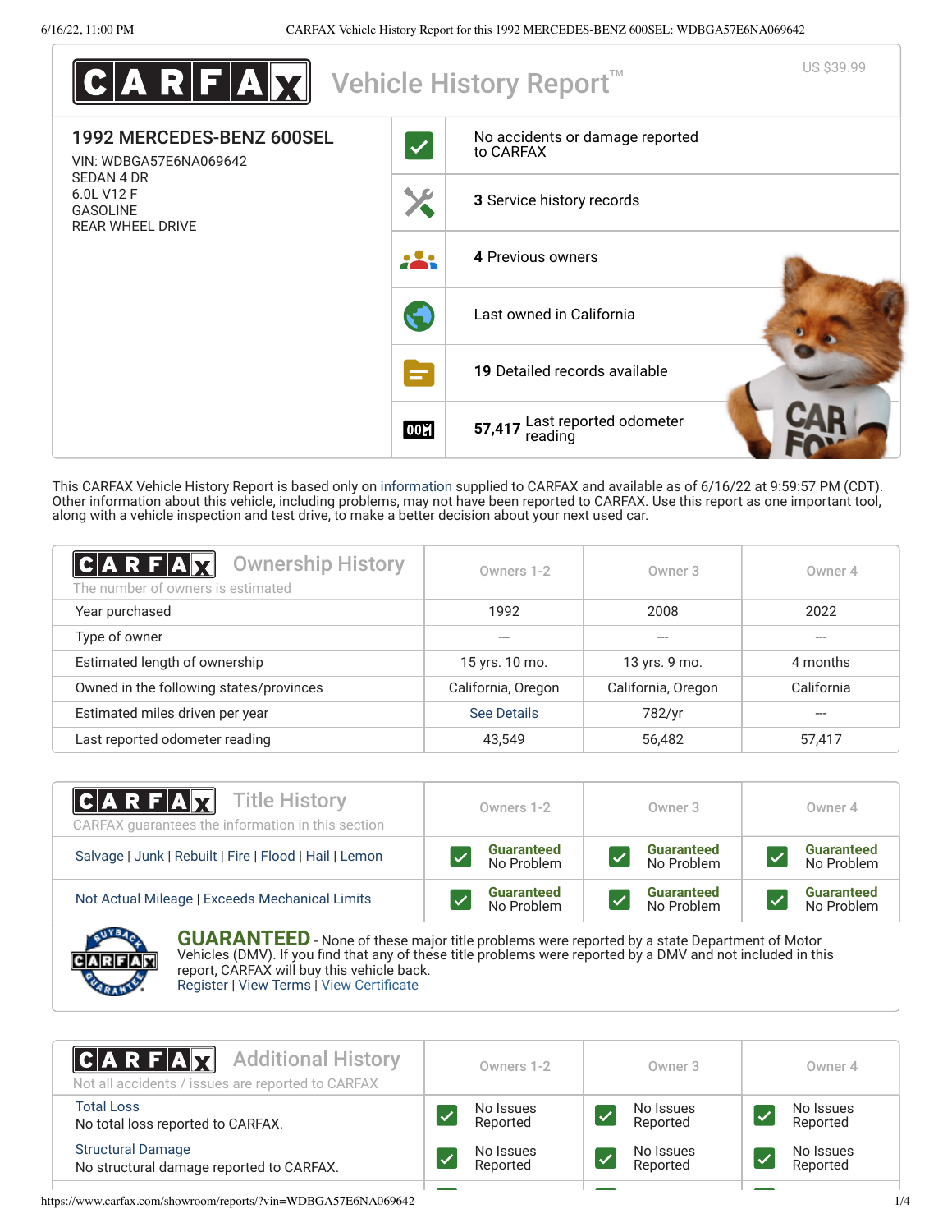# CARFAX Vehicle History Report™

US $39.99

## 1992 MERCEDES-BENZ 600SEL

VIN: WDBGA57E6NA069642
SEDAN 4 DR
6.0L V12 F
GASOLINE
REAR WHEEL DRIVE

- No accidents or damage reported to CARFAX
- **3** Service history records
- **4** Previous owners
- Last owned in California
- **19** Detailed records available
- **57,417** Last reported odometer reading

This CARFAX Vehicle History Report is based only on information supplied to CARFAX and available as of 6/16/22 at 9:59:57 PM (CDT). Other information about this vehicle, including problems, may not have been reported to CARFAX. Use this report as one important tool, along with a vehicle inspection and test drive, to make a better decision about your next used car.

## CARFAX Ownership History

The number of owners is estimated

| | Owners 1-2 | Owner 3 | Owner 4 |
|---|---|---|---|
| Year purchased | 1992 | 2008 | 2022 |
| Type of owner | --- | --- | --- |
| Estimated length of ownership | 15 yrs. 10 mo. | 13 yrs. 9 mo. | 4 months |
| Owned in the following states/provinces | California, Oregon | California, Oregon | California |
| Estimated miles driven per year | See Details | 782/yr | --- |
| Last reported odometer reading | 43,549 | 56,482 | 57,417 |

## CARFAX Title History

CARFAX guarantees the information in this section

| | Owners 1-2 | Owner 3 | Owner 4 |
|---|---|---|---|
| Salvage \| Junk \| Rebuilt \| Fire \| Flood \| Hail \| Lemon | Guaranteed No Problem | Guaranteed No Problem | Guaranteed No Problem |
| Not Actual Mileage \| Exceeds Mechanical Limits | Guaranteed No Problem | Guaranteed No Problem | Guaranteed No Problem |

**GUARANTEED** - None of these major title problems were reported by a state Department of Motor Vehicles (DMV). If you find that any of these title problems were reported by a DMV and not included in this report, CARFAX will buy this vehicle back.
Register | View Terms | View Certificate

## CARFAX Additional History

Not all accidents / issues are reported to CARFAX

| | Owners 1-2 | Owner 3 | Owner 4 |
|---|---|---|---|
| Total Loss<br>No total loss reported to CARFAX. | No Issues Reported | No Issues Reported | No Issues Reported |
| Structural Damage<br>No structural damage reported to CARFAX. | No Issues Reported | No Issues Reported | No Issues Reported |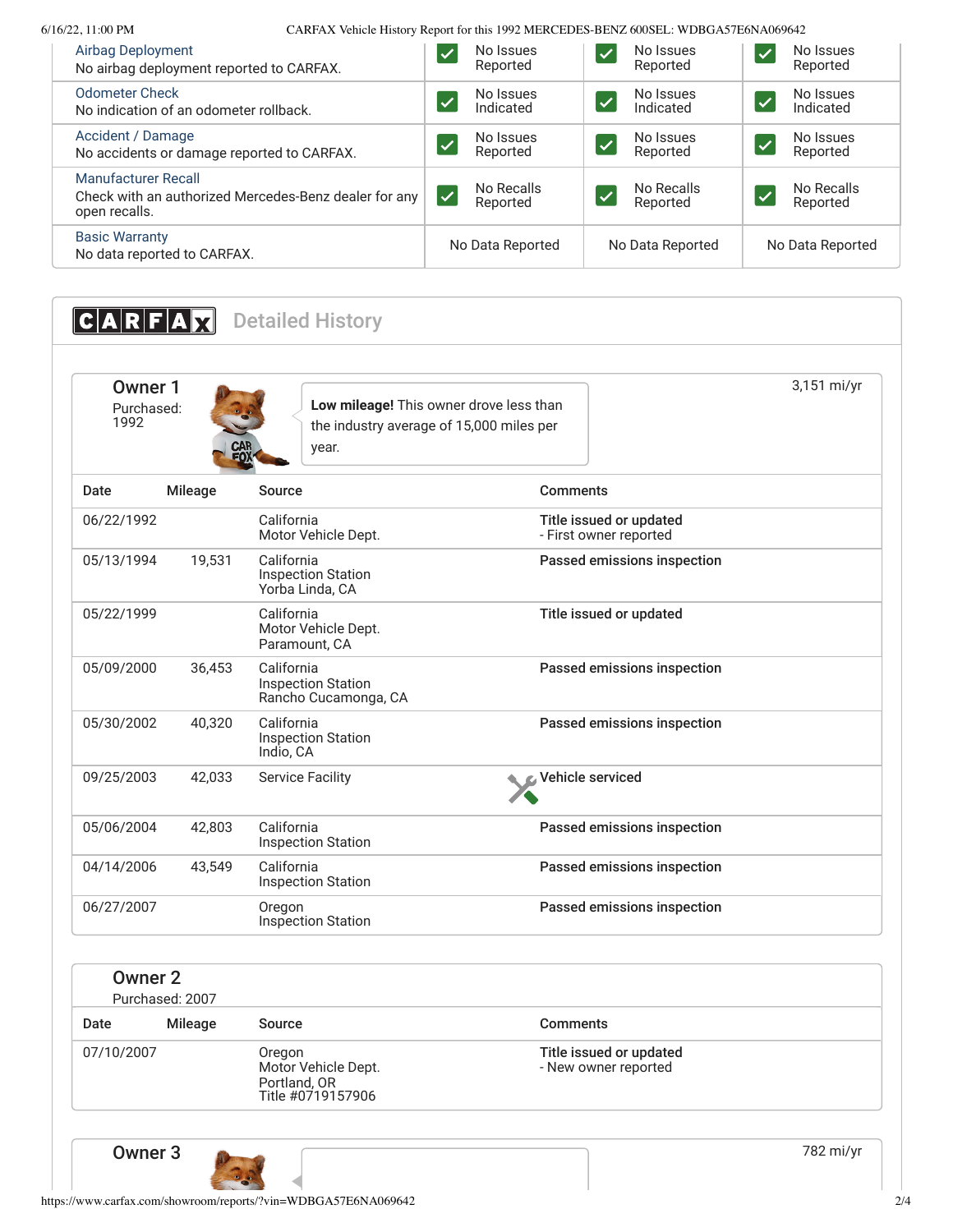| | | | |
|---|---|---|---|
| Airbag Deployment<br>No airbag deployment reported to CARFAX. | No Issues Reported | No Issues Reported | No Issues Reported |
| Odometer Check<br>No indication of an odometer rollback. | No Issues Indicated | No Issues Indicated | No Issues Indicated |
| Accident / Damage<br>No accidents or damage reported to CARFAX. | No Issues Reported | No Issues Reported | No Issues Reported |
| Manufacturer Recall<br>Check with an authorized Mercedes-Benz dealer for any open recalls. | No Recalls Reported | No Recalls Reported | No Recalls Reported |
| Basic Warranty<br>No data reported to CARFAX. | No Data Reported | No Data Reported | No Data Reported |

## CARFAX Detailed History

### Owner 1

Purchased: 1992

**Low mileage!** This owner drove less than the industry average of 15,000 miles per year.

3,151 mi/yr

| Date | Mileage | Source | Comments |
|---|---|---|---|
| 06/22/1992 | | California<br>Motor Vehicle Dept. | **Title issued or updated**<br>- First owner reported |
| 05/13/1994 | 19,531 | California<br>Inspection Station<br>Yorba Linda, CA | **Passed emissions inspection** |
| 05/22/1999 | | California<br>Motor Vehicle Dept.<br>Paramount, CA | **Title issued or updated** |
| 05/09/2000 | 36,453 | California<br>Inspection Station<br>Rancho Cucamonga, CA | **Passed emissions inspection** |
| 05/30/2002 | 40,320 | California<br>Inspection Station<br>Indio, CA | **Passed emissions inspection** |
| 09/25/2003 | 42,033 | Service Facility | **Vehicle serviced** |
| 05/06/2004 | 42,803 | California<br>Inspection Station | **Passed emissions inspection** |
| 04/14/2006 | 43,549 | California<br>Inspection Station | **Passed emissions inspection** |
| 06/27/2007 | | Oregon<br>Inspection Station | **Passed emissions inspection** |

### Owner 2

Purchased: 2007

| Date | Mileage | Source | Comments |
|---|---|---|---|
| 07/10/2007 | | Oregon<br>Motor Vehicle Dept.<br>Portland, OR<br>Title #0719157906 | **Title issued or updated**<br>- New owner reported |

### Owner 3

782 mi/yr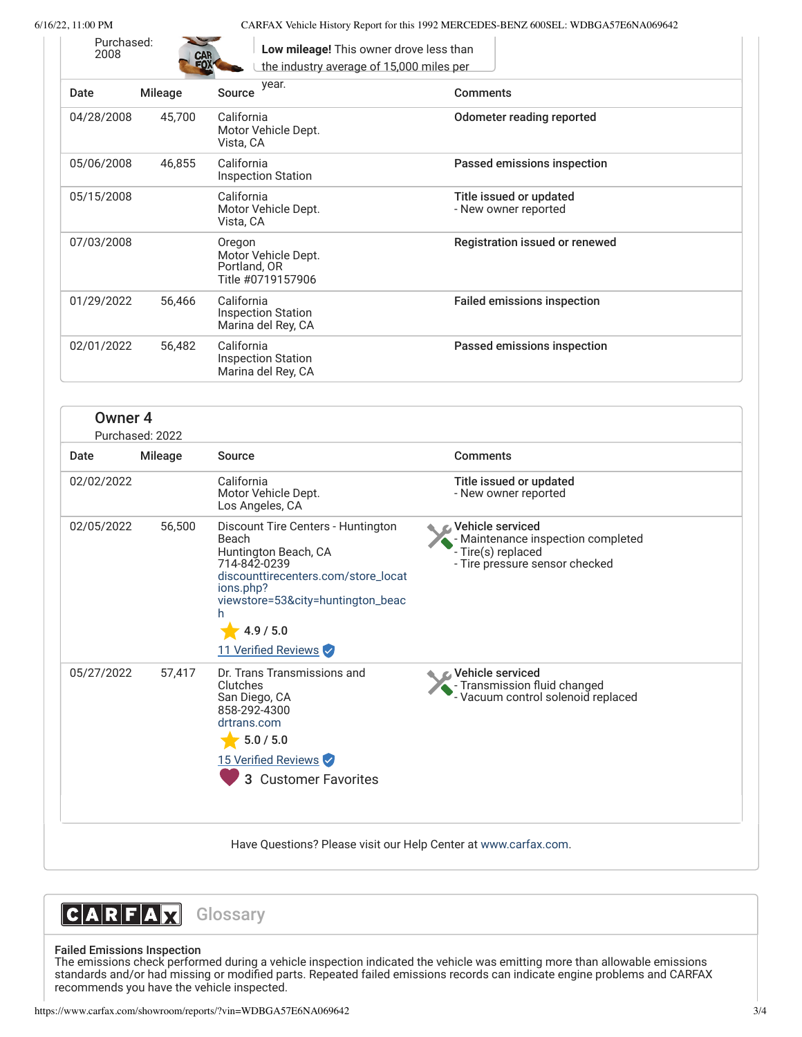Purchased: 2008

**Low mileage!** This owner drove less than the industry average of 15,000 miles per year.

| Date | Mileage | Source | Comments |
|---|---|---|---|
| 04/28/2008 | 45,700 | California Motor Vehicle Dept. Vista, CA | **Odometer reading reported** |
| 05/06/2008 | 46,855 | California Inspection Station | **Passed emissions inspection** |
| 05/15/2008 | | California Motor Vehicle Dept. Vista, CA | **Title issued or updated** - New owner reported |
| 07/03/2008 | | Oregon Motor Vehicle Dept. Portland, OR Title #0719157906 | **Registration issued or renewed** |
| 01/29/2022 | 56,466 | California Inspection Station Marina del Rey, CA | **Failed emissions inspection** |
| 02/01/2022 | 56,482 | California Inspection Station Marina del Rey, CA | **Passed emissions inspection** |

## Owner 4

Purchased: 2022

| Date | Mileage | Source | Comments |
|---|---|---|---|
| 02/02/2022 | | California Motor Vehicle Dept. Los Angeles, CA | **Title issued or updated** - New owner reported |
| 02/05/2022 | 56,500 | Discount Tire Centers - Huntington Beach Huntington Beach, CA 714-842-0239 discounttirecenters.com/store_locations.php?viewstore=53&city=huntington_beach 4.9 / 5.0 11 Verified Reviews | **Vehicle serviced** - Maintenance inspection completed - Tire(s) replaced - Tire pressure sensor checked |
| 05/27/2022 | 57,417 | Dr. Trans Transmissions and Clutches San Diego, CA 858-292-4300 drtrans.com 5.0 / 5.0 15 Verified Reviews 3 Customer Favorites | **Vehicle serviced** - Transmission fluid changed - Vacuum control solenoid replaced |

Have Questions? Please visit our Help Center at www.carfax.com.

## CARFAX Glossary

**Failed Emissions Inspection**
The emissions check performed during a vehicle inspection indicated the vehicle was emitting more than allowable emissions standards and/or had missing or modified parts. Repeated failed emissions records can indicate engine problems and CARFAX recommends you have the vehicle inspected.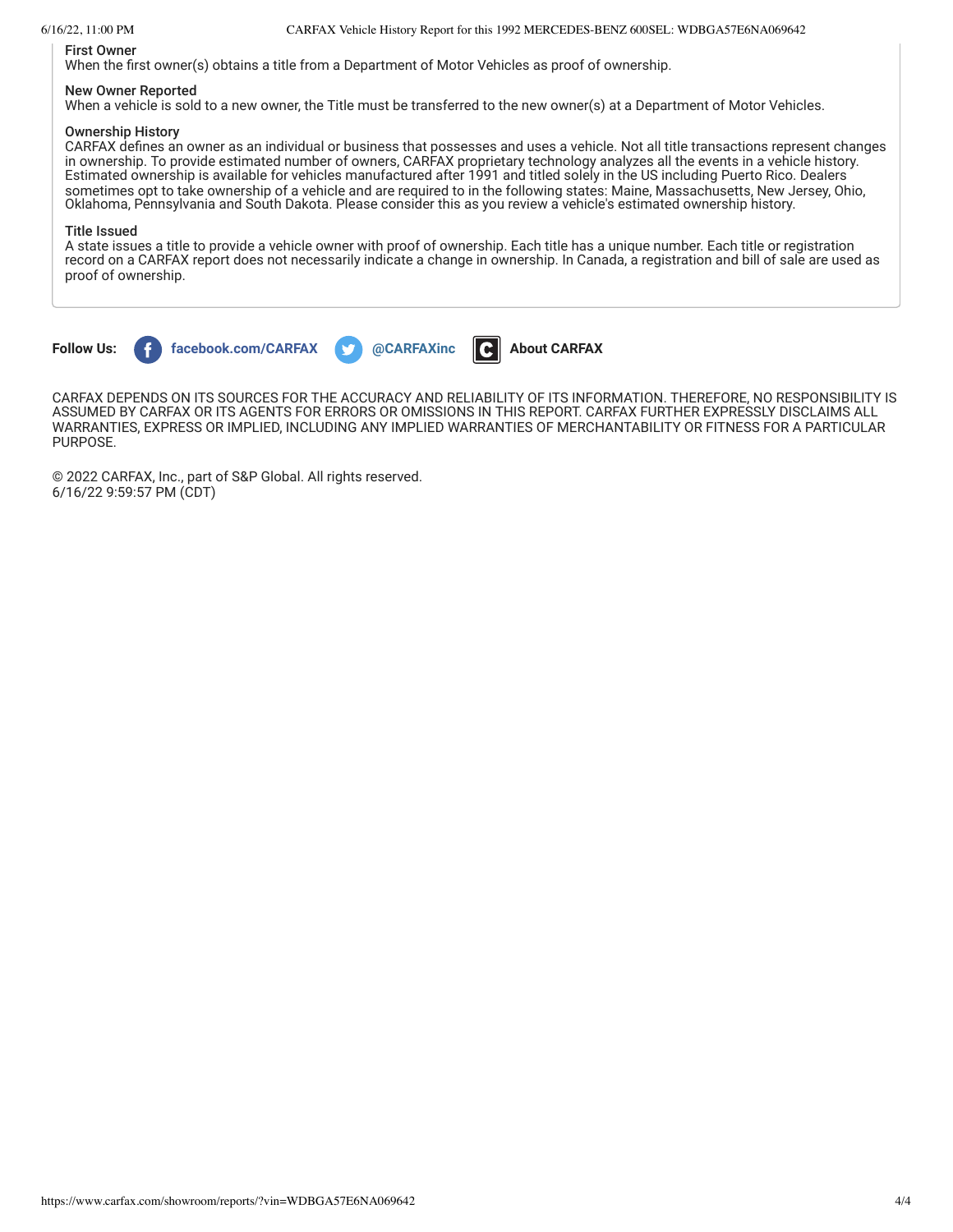**First Owner**
When the first owner(s) obtains a title from a Department of Motor Vehicles as proof of ownership.

**New Owner Reported**
When a vehicle is sold to a new owner, the Title must be transferred to the new owner(s) at a Department of Motor Vehicles.

**Ownership History**
CARFAX defines an owner as an individual or business that possesses and uses a vehicle. Not all title transactions represent changes in ownership. To provide estimated number of owners, CARFAX proprietary technology analyzes all the events in a vehicle history. Estimated ownership is available for vehicles manufactured after 1991 and titled solely in the US including Puerto Rico. Dealers sometimes opt to take ownership of a vehicle and are required to in the following states: Maine, Massachusetts, New Jersey, Ohio, Oklahoma, Pennsylvania and South Dakota. Please consider this as you review a vehicle's estimated ownership history.

**Title Issued**
A state issues a title to provide a vehicle owner with proof of ownership. Each title has a unique number. Each title or registration record on a CARFAX report does not necessarily indicate a change in ownership. In Canada, a registration and bill of sale are used as proof of ownership.

**Follow Us:** facebook.com/CARFAX @CARFAXinc About CARFAX

CARFAX DEPENDS ON ITS SOURCES FOR THE ACCURACY AND RELIABILITY OF ITS INFORMATION. THEREFORE, NO RESPONSIBILITY IS ASSUMED BY CARFAX OR ITS AGENTS FOR ERRORS OR OMISSIONS IN THIS REPORT. CARFAX FURTHER EXPRESSLY DISCLAIMS ALL WARRANTIES, EXPRESS OR IMPLIED, INCLUDING ANY IMPLIED WARRANTIES OF MERCHANTABILITY OR FITNESS FOR A PARTICULAR PURPOSE.

© 2022 CARFAX, Inc., part of S&P Global. All rights reserved.
6/16/22 9:59:57 PM (CDT)